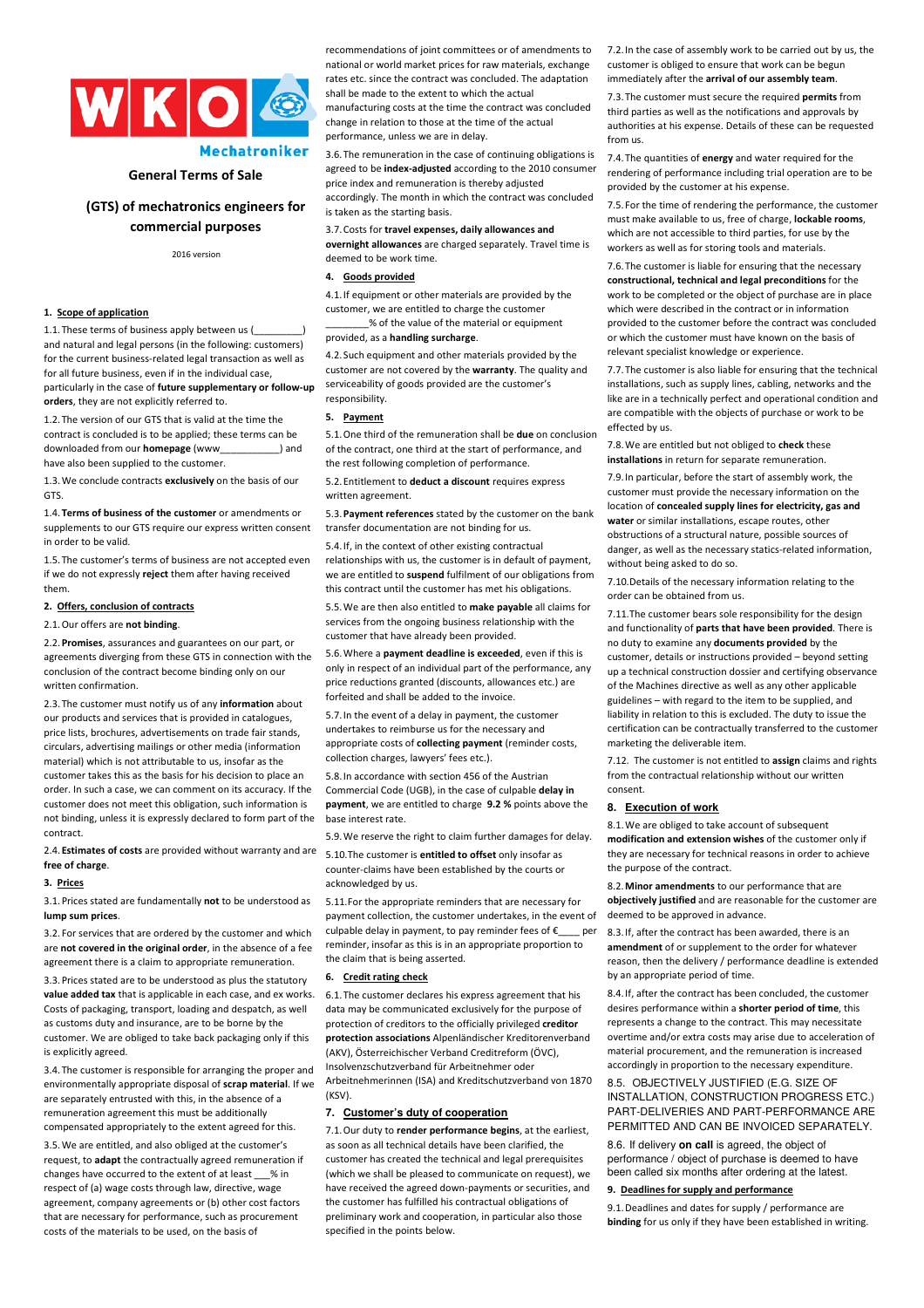WKO Mechatroniker

# General Terms of Sale

## (GTS) of mechatronics engineers for commercial purposes

2016 version

**1. Scope of application**

1.1. These terms of business apply between us (_________) and natural and legal persons (in the following: customers) for the current business-related legal transaction as well as for all future business, even if in the individual case, particularly in the case of **future supplementary or follow-up orders**, they are not explicitly referred to.

1.2. The version of our GTS that is valid at the time the contract is concluded is to be applied; these terms can be downloaded from our **homepage** (www___________) and have also been supplied to the customer.

1.3. We conclude contracts **exclusively** on the basis of our GTS.

1.4. **Terms of business of the customer** or amendments or supplements to our GTS require our express written consent in order to be valid.

1.5. The customer's terms of business are not accepted even if we do not expressly **reject** them after having received them.

**2. Offers, conclusion of contracts**

2.1. Our offers are **not binding**.

2.2. **Promises**, assurances and guarantees on our part, or agreements diverging from these GTS in connection with the conclusion of the contract become binding only on our written confirmation.

2.3. The customer must notify us of any **information** about our products and services that is provided in catalogues, price lists, brochures, advertisements on trade fair stands, circulars, advertising mailings or other media (information material) which is not attributable to us, insofar as the customer takes this as the basis for his decision to place an order. In such a case, we can comment on its accuracy. If the customer does not meet this obligation, such information is not binding, unless it is expressly declared to form part of the contract.

2.4. **Estimates of costs** are provided without warranty and are **free of charge**.

**3. Prices**

3.1. Prices stated are fundamentally **not** to be understood as **lump sum prices**.

3.2. For services that are ordered by the customer and which are **not covered in the original order**, in the absence of a fee agreement there is a claim to appropriate remuneration.

3.3. Prices stated are to be understood as plus the statutory **value added tax** that is applicable in each case, and ex works. Costs of packaging, transport, loading and despatch, as well as customs duty and insurance, are to be borne by the customer. We are obliged to take back packaging only if this is explicitly agreed.

3.4. The customer is responsible for arranging the proper and environmentally appropriate disposal of **scrap material**. If we are separately entrusted with this, in the absence of a remuneration agreement this must be additionally compensated appropriately to the extent agreed for this.

3.5. We are entitled, and also obliged at the customer's request, to **adapt** the contractually agreed remuneration if changes have occurred to the extent of at least ___% in respect of (a) wage costs through law, directive, wage agreement, company agreements or (b) other cost factors that are necessary for performance, such as procurement costs of the materials to be used, on the basis of recommendations of joint committees or of amendments to national or world market prices for raw materials, exchange rates etc. since the contract was concluded. The adaptation shall be made to the extent to which the actual manufacturing costs at the time the contract was concluded change in relation to those at the time of the actual performance, unless we are in delay.

3.6. The remuneration in the case of continuing obligations is agreed to be **index-adjusted** according to the 2010 consumer price index and remuneration is thereby adjusted accordingly. The month in which the contract was concluded is taken as the starting basis.

3.7. Costs for **travel expenses, daily allowances and overnight allowances** are charged separately. Travel time is deemed to be work time.

**4. Goods provided**

4.1. If equipment or other materials are provided by the customer, we are entitled to charge the customer ________% of the value of the material or equipment provided, as a **handling surcharge**.

4.2. Such equipment and other materials provided by the customer are not covered by the **warranty**. The quality and serviceability of goods provided are the customer's responsibility.

**5. Payment**

5.1. One third of the remuneration shall be **due** on conclusion of the contract, one third at the start of performance, and the rest following completion of performance.

5.2. Entitlement to **deduct a discount** requires express written agreement.

5.3. **Payment references** stated by the customer on the bank transfer documentation are not binding for us.

5.4. If, in the context of other existing contractual relationships with us, the customer is in default of payment, we are entitled to **suspend** fulfilment of our obligations from this contract until the customer has met his obligations.

5.5. We are then also entitled to **make payable** all claims for services from the ongoing business relationship with the customer that have already been provided.

5.6. Where a **payment deadline is exceeded**, even if this is only in respect of an individual part of the performance, any price reductions granted (discounts, allowances etc.) are forfeited and shall be added to the invoice.

5.7. In the event of a delay in payment, the customer undertakes to reimburse us for the necessary and appropriate costs of **collecting payment** (reminder costs, collection charges, lawyers' fees etc.).

5.8. In accordance with section 456 of the Austrian Commercial Code (UGB), in the case of culpable **delay in payment**, we are entitled to charge **9.2 %** points above the base interest rate.

5.9. We reserve the right to claim further damages for delay.

5.10. The customer is **entitled to offset** only insofar as counter-claims have been established by the courts or acknowledged by us.

5.11. For the appropriate reminders that are necessary for payment collection, the customer undertakes, in the event of culpable delay in payment, to pay reminder fees of €____ per reminder, insofar as this is in an appropriate proportion to the claim that is being asserted.

**6. Credit rating check**

6.1. The customer declares his express agreement that his data may be communicated exclusively for the purpose of protection of creditors to the officially privileged **creditor protection associations** Alpenländischer Kreditorenverband (AKV), Österreichischer Verband Creditreform (ÖVC), Insolvenzschutzverband für Arbeitnehmer oder Arbeitnehmerinnen (ISA) and Kreditschutzverband von 1870 (KSV).

**7. Customer's duty of cooperation**

7.1. Our duty to **render performance begins**, at the earliest, as soon as all technical details have been clarified, the customer has created the technical and legal prerequisites (which we shall be pleased to communicate on request), we have received the agreed down-payments or securities, and the customer has fulfilled his contractual obligations of preliminary work and cooperation, in particular also those specified in the points below.

7.2. In the case of assembly work to be carried out by us, the customer is obliged to ensure that work can be begun immediately after the **arrival of our assembly team**.

7.3. The customer must secure the required **permits** from third parties as well as the notifications and approvals by authorities at his expense. Details of these can be requested from us.

7.4. The quantities of **energy** and water required for the rendering of performance including trial operation are to be provided by the customer at his expense.

7.5. For the time of rendering the performance, the customer must make available to us, free of charge, **lockable rooms**, which are not accessible to third parties, for use by the workers as well as for storing tools and materials.

7.6. The customer is liable for ensuring that the necessary **constructional, technical and legal preconditions** for the work to be completed or the object of purchase are in place which were described in the contract or in information provided to the customer before the contract was concluded or which the customer must have known on the basis of relevant specialist knowledge or experience.

7.7. The customer is also liable for ensuring that the technical installations, such as supply lines, cabling, networks and the like are in a technically perfect and operational condition and are compatible with the objects of purchase or work to be effected by us.

7.8. We are entitled but not obliged to **check** these **installations** in return for separate remuneration.

7.9. In particular, before the start of assembly work, the customer must provide the necessary information on the location of **concealed supply lines for electricity, gas and water** or similar installations, escape routes, other obstructions of a structural nature, possible sources of danger, as well as the necessary statics-related information, without being asked to do so.

7.10. Details of the necessary information relating to the order can be obtained from us.

7.11. The customer bears sole responsibility for the design and functionality of **parts that have been provided**. There is no duty to examine any **documents provided** by the customer, details or instructions provided – beyond setting up a technical construction dossier and certifying observance of the Machines directive as well as any other applicable guidelines – with regard to the item to be supplied, and liability in relation to this is excluded. The duty to issue the certification can be contractually transferred to the customer marketing the deliverable item.

7.12. The customer is not entitled to **assign** claims and rights from the contractual relationship without our written consent.

**8. Execution of work**

8.1. We are obliged to take account of subsequent **modification and extension wishes** of the customer only if they are necessary for technical reasons in order to achieve the purpose of the contract.

8.2. **Minor amendments** to our performance that are **objectively justified** and are reasonable for the customer are deemed to be approved in advance.

8.3. If, after the contract has been awarded, there is an **amendment** of or supplement to the order for whatever reason, then the delivery / performance deadline is extended by an appropriate period of time.

8.4. If, after the contract has been concluded, the customer desires performance within a **shorter period of time**, this represents a change to the contract. This may necessitate overtime and/or extra costs may arise due to acceleration of material procurement, and the remuneration is increased accordingly in proportion to the necessary expenditure.

8.5. OBJECTIVELY JUSTIFIED (E.G. SIZE OF INSTALLATION, CONSTRUCTION PROGRESS ETC.) PART-DELIVERIES AND PART-PERFORMANCE ARE PERMITTED AND CAN BE INVOICED SEPARATELY.

8.6. If delivery **on call** is agreed, the object of performance / object of purchase is deemed to have been called six months after ordering at the latest.

**9. Deadlines for supply and performance**

9.1. Deadlines and dates for supply / performance are **binding** for us only if they have been established in writing.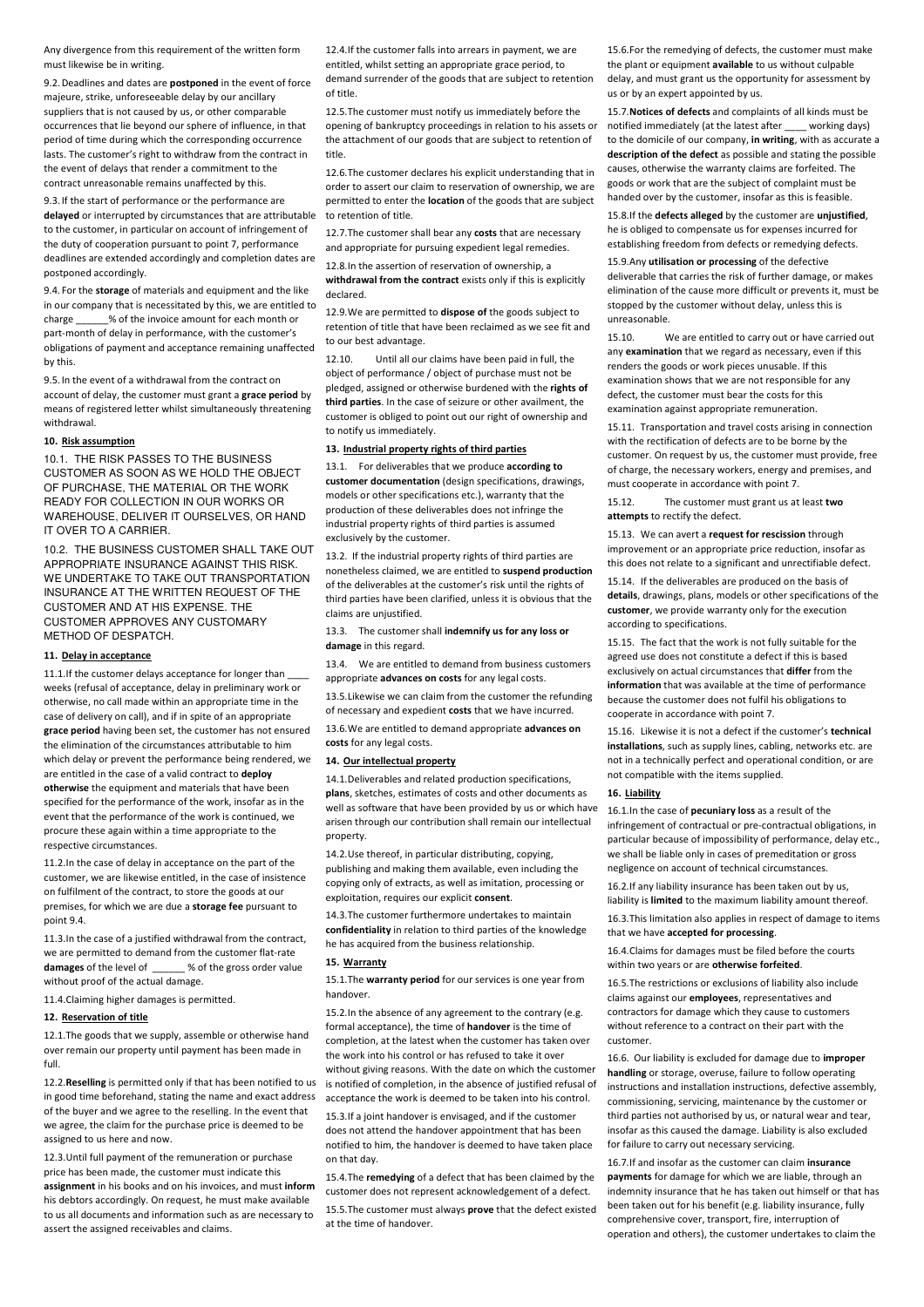Any divergence from this requirement of the written form must likewise be in writing.

9.2. Deadlines and dates are **postponed** in the event of force majeure, strike, unforeseeable delay by our ancillary suppliers that is not caused by us, or other comparable occurrences that lie beyond our sphere of influence, in that period of time during which the corresponding occurrence lasts. The customer's right to withdraw from the contract in the event of delays that render a commitment to the contract unreasonable remains unaffected by this.

9.3. If the start of performance or the performance are **delayed** or interrupted by circumstances that are attributable to the customer, in particular on account of infringement of the duty of cooperation pursuant to point 7, performance deadlines are extended accordingly and completion dates are postponed accordingly.

9.4. For the **storage** of materials and equipment and the like in our company that is necessitated by this, we are entitled to charge ______% of the invoice amount for each month or part-month of delay in performance, with the customer's obligations of payment and acceptance remaining unaffected by this.

9.5. In the event of a withdrawal from the contract on account of delay, the customer must grant a **grace period** by means of registered letter whilst simultaneously threatening withdrawal.

## 10. Risk assumption

10.1. THE RISK PASSES TO THE BUSINESS CUSTOMER AS SOON AS WE HOLD THE OBJECT OF PURCHASE, THE MATERIAL OR THE WORK READY FOR COLLECTION IN OUR WORKS OR WAREHOUSE, DELIVER IT OURSELVES, OR HAND IT OVER TO A CARRIER.

10.2. THE BUSINESS CUSTOMER SHALL TAKE OUT APPROPRIATE INSURANCE AGAINST THIS RISK. WE UNDERTAKE TO TAKE OUT TRANSPORTATION INSURANCE AT THE WRITTEN REQUEST OF THE CUSTOMER AND AT HIS EXPENSE. THE CUSTOMER APPROVES ANY CUSTOMARY METHOD OF DESPATCH.

## 11. Delay in acceptance

11.1. If the customer delays acceptance for longer than ____ weeks (refusal of acceptance, delay in preliminary work or otherwise, no call made within an appropriate time in the case of delivery on call), and if in spite of an appropriate **grace period** having been set, the customer has not ensured the elimination of the circumstances attributable to him which delay or prevent the performance being rendered, we are entitled in the case of a valid contract to **deploy otherwise** the equipment and materials that have been specified for the performance of the work, insofar as in the event that the performance of the work is continued, we procure these again within a time appropriate to the respective circumstances.

11.2. In the case of delay in acceptance on the part of the customer, we are likewise entitled, in the case of insistence on fulfilment of the contract, to store the goods at our premises, for which we are due a **storage fee** pursuant to point 9.4.

11.3. In the case of a justified withdrawal from the contract, we are permitted to demand from the customer flat-rate **damages** of the level of ______ % of the gross order value without proof of the actual damage.

11.4. Claiming higher damages is permitted.

## 12. Reservation of title

12.1. The goods that we supply, assemble or otherwise hand over remain our property until payment has been made in full.

12.2. **Reselling** is permitted only if that has been notified to us in good time beforehand, stating the name and exact address of the buyer and we agree to the reselling. In the event that we agree, the claim for the purchase price is deemed to be assigned to us here and now.

12.3. Until full payment of the remuneration or purchase price has been made, the customer must indicate this **assignment** in his books and on his invoices, and must **inform** his debtors accordingly. On request, he must make available to us all documents and information such as are necessary to assert the assigned receivables and claims.

12.4. If the customer falls into arrears in payment, we are entitled, whilst setting an appropriate grace period, to demand surrender of the goods that are subject to retention of title.

12.5. The customer must notify us immediately before the opening of bankruptcy proceedings in relation to his assets or the attachment of our goods that are subject to retention of title.

12.6. The customer declares his explicit understanding that in order to assert our claim to reservation of ownership, we are permitted to enter the **location** of the goods that are subject to retention of title.

12.7. The customer shall bear any **costs** that are necessary and appropriate for pursuing expedient legal remedies.

12.8. In the assertion of reservation of ownership, a **withdrawal from the contract** exists only if this is explicitly declared.

12.9. We are permitted to **dispose of** the goods subject to retention of title that have been reclaimed as we see fit and to our best advantage.

12.10. Until all our claims have been paid in full, the object of performance / object of purchase must not be pledged, assigned or otherwise burdened with the **rights of third parties**. In the case of seizure or other availment, the customer is obliged to point out our right of ownership and to notify us immediately.

## 13. Industrial property rights of third parties

13.1. For deliverables that we produce **according to customer documentation** (design specifications, drawings, models or other specifications etc.), warranty that the production of these deliverables does not infringe the industrial property rights of third parties is assumed exclusively by the customer.

13.2. If the industrial property rights of third parties are nonetheless claimed, we are entitled to **suspend production** of the deliverables at the customer's risk until the rights of third parties have been clarified, unless it is obvious that the claims are unjustified.

13.3. The customer shall **indemnify us for any loss or damage** in this regard.

13.4. We are entitled to demand from business customers appropriate **advances on costs** for any legal costs.

13.5. Likewise we can claim from the customer the refunding of necessary and expedient **costs** that we have incurred.

13.6. We are entitled to demand appropriate **advances on costs** for any legal costs.

## 14. Our intellectual property

14.1. Deliverables and related production specifications, **plans**, sketches, estimates of costs and other documents as well as software that have been provided by us or which have arisen through our contribution shall remain our intellectual property.

14.2. Use thereof, in particular distributing, copying, publishing and making them available, even including the copying only of extracts, as well as imitation, processing or exploitation, requires our explicit **consent**.

14.3. The customer furthermore undertakes to maintain **confidentiality** in relation to third parties of the knowledge he has acquired from the business relationship.

## 15. Warranty

15.1. The **warranty period** for our services is one year from handover.

15.2. In the absence of any agreement to the contrary (e.g. formal acceptance), the time of **handover** is the time of completion, at the latest when the customer has taken over the work into his control or has refused to take it over without giving reasons. With the date on which the customer is notified of completion, in the absence of justified refusal of acceptance the work is deemed to be taken into his control.

15.3. If a joint handover is envisaged, and if the customer does not attend the handover appointment that has been notified to him, the handover is deemed to have taken place on that day.

15.4. The **remedying** of a defect that has been claimed by the customer does not represent acknowledgement of a defect.

15.5. The customer must always **prove** that the defect existed at the time of handover.

15.6. For the remedying of defects, the customer must make the plant or equipment **available** to us without culpable delay, and must grant us the opportunity for assessment by us or by an expert appointed by us.

15.7. **Notices of defects** and complaints of all kinds must be notified immediately (at the latest after ____ working days) to the domicile of our company, **in writing**, with as accurate a **description of the defect** as possible and stating the possible causes, otherwise the warranty claims are forfeited. The goods or work that are the subject of complaint must be handed over by the customer, insofar as this is feasible.

15.8. If the **defects alleged** by the customer are **unjustified**, he is obliged to compensate us for expenses incurred for establishing freedom from defects or remedying defects.

15.9. Any **utilisation or processing** of the defective deliverable that carries the risk of further damage, or makes elimination of the cause more difficult or prevents it, must be stopped by the customer without delay, unless this is unreasonable.

15.10. We are entitled to carry out or have carried out any **examination** that we regard as necessary, even if this renders the goods or work pieces unusable. If this examination shows that we are not responsible for any defect, the customer must bear the costs for this examination against appropriate remuneration.

15.11. Transportation and travel costs arising in connection with the rectification of defects are to be borne by the customer. On request by us, the customer must provide, free of charge, the necessary workers, energy and premises, and must cooperate in accordance with point 7.

15.12. The customer must grant us at least **two attempts** to rectify the defect.

15.13. We can avert a **request for rescission** through improvement or an appropriate price reduction, insofar as this does not relate to a significant and unrectifiable defect.

15.14. If the deliverables are produced on the basis of **details**, drawings, plans, models or other specifications of the **customer**, we provide warranty only for the execution according to specifications.

15.15. The fact that the work is not fully suitable for the agreed use does not constitute a defect if this is based exclusively on actual circumstances that **differ** from the **information** that was available at the time of performance because the customer does not fulfil his obligations to cooperate in accordance with point 7.

15.16. Likewise it is not a defect if the customer's **technical installations**, such as supply lines, cabling, networks etc. are not in a technically perfect and operational condition, or are not compatible with the items supplied.

## 16. Liability

16.1. In the case of **pecuniary loss** as a result of the infringement of contractual or pre-contractual obligations, in particular because of impossibility of performance, delay etc., we shall be liable only in cases of premeditation or gross negligence on account of technical circumstances.

16.2. If any liability insurance has been taken out by us, liability is **limited** to the maximum liability amount thereof.

16.3. This limitation also applies in respect of damage to items that we have **accepted for processing**.

16.4. Claims for damages must be filed before the courts within two years or are **otherwise forfeited**.

16.5. The restrictions or exclusions of liability also include claims against our **employees**, representatives and contractors for damage which they cause to customers without reference to a contract on their part with the customer.

16.6. Our liability is excluded for damage due to **improper handling** or storage, overuse, failure to follow operating instructions and installation instructions, defective assembly, commissioning, servicing, maintenance by the customer or third parties not authorised by us, or natural wear and tear, insofar as this caused the damage. Liability is also excluded for failure to carry out necessary servicing.

16.7. If and insofar as the customer can claim **insurance payments** for damage for which we are liable, through an indemnity insurance that he has taken out himself or that has been taken out for his benefit (e.g. liability insurance, fully comprehensive cover, transport, fire, interruption of operation and others), the customer undertakes to claim the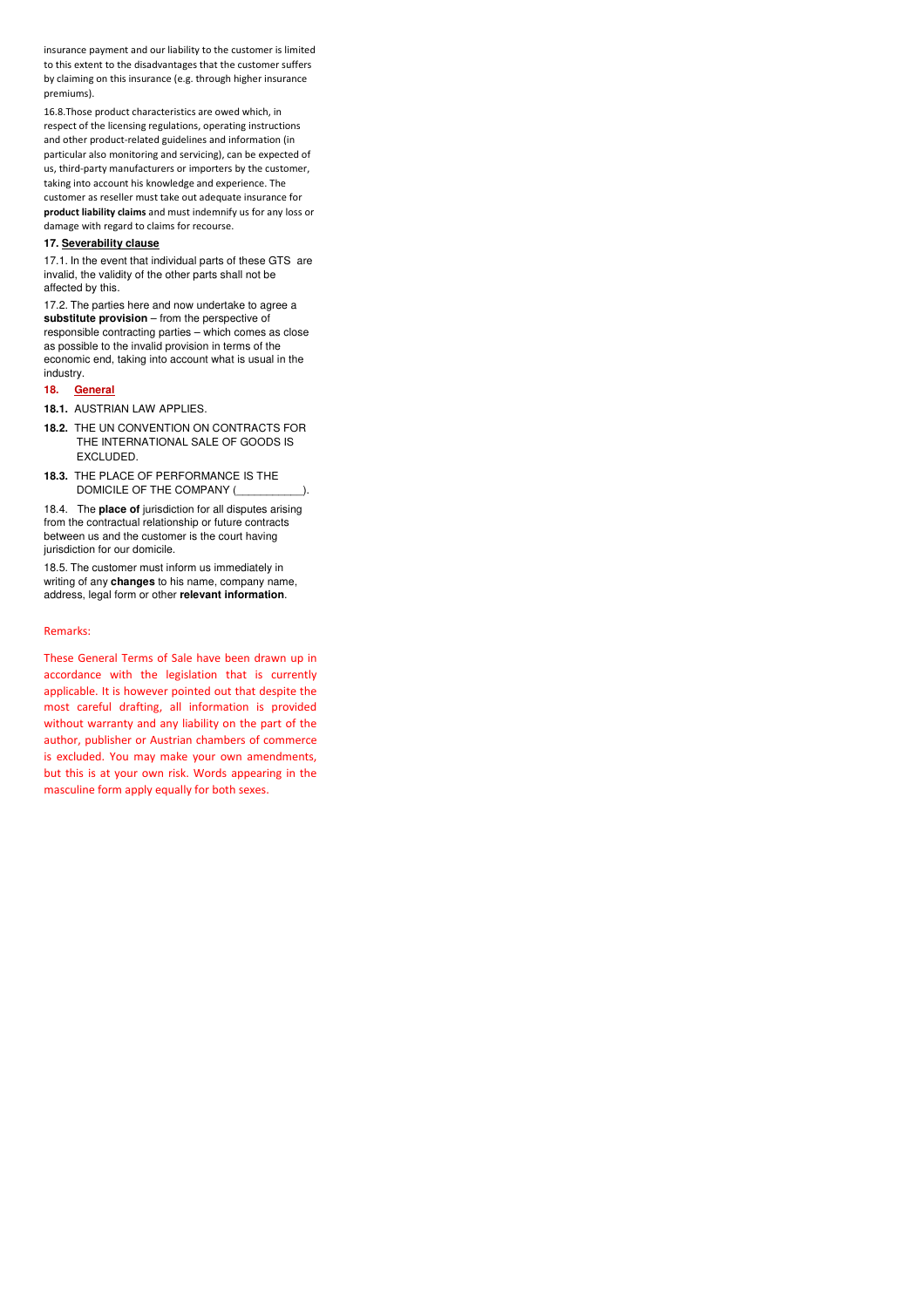insurance payment and our liability to the customer is limited to this extent to the disadvantages that the customer suffers by claiming on this insurance (e.g. through higher insurance premiums).

16.8.Those product characteristics are owed which, in respect of the licensing regulations, operating instructions and other product-related guidelines and information (in particular also monitoring and servicing), can be expected of us, third-party manufacturers or importers by the customer, taking into account his knowledge and experience. The customer as reseller must take out adequate insurance for **product liability claims** and must indemnify us for any loss or damage with regard to claims for recourse.

**17. Severability clause**

17.1. In the event that individual parts of these GTS are invalid, the validity of the other parts shall not be affected by this.

17.2. The parties here and now undertake to agree a **substitute provision** – from the perspective of responsible contracting parties – which comes as close as possible to the invalid provision in terms of the economic end, taking into account what is usual in the industry.

**18. General**

**18.1.** AUSTRIAN LAW APPLIES.

**18.2.** THE UN CONVENTION ON CONTRACTS FOR THE INTERNATIONAL SALE OF GOODS IS EXCLUDED.

**18.3.** THE PLACE OF PERFORMANCE IS THE DOMICILE OF THE COMPANY (___________).

18.4. The **place of** jurisdiction for all disputes arising from the contractual relationship or future contracts between us and the customer is the court having jurisdiction for our domicile.

18.5. The customer must inform us immediately in writing of any **changes** to his name, company name, address, legal form or other **relevant information**.

Remarks:

These General Terms of Sale have been drawn up in accordance with the legislation that is currently applicable. It is however pointed out that despite the most careful drafting, all information is provided without warranty and any liability on the part of the author, publisher or Austrian chambers of commerce is excluded. You may make your own amendments, but this is at your own risk. Words appearing in the masculine form apply equally for both sexes.